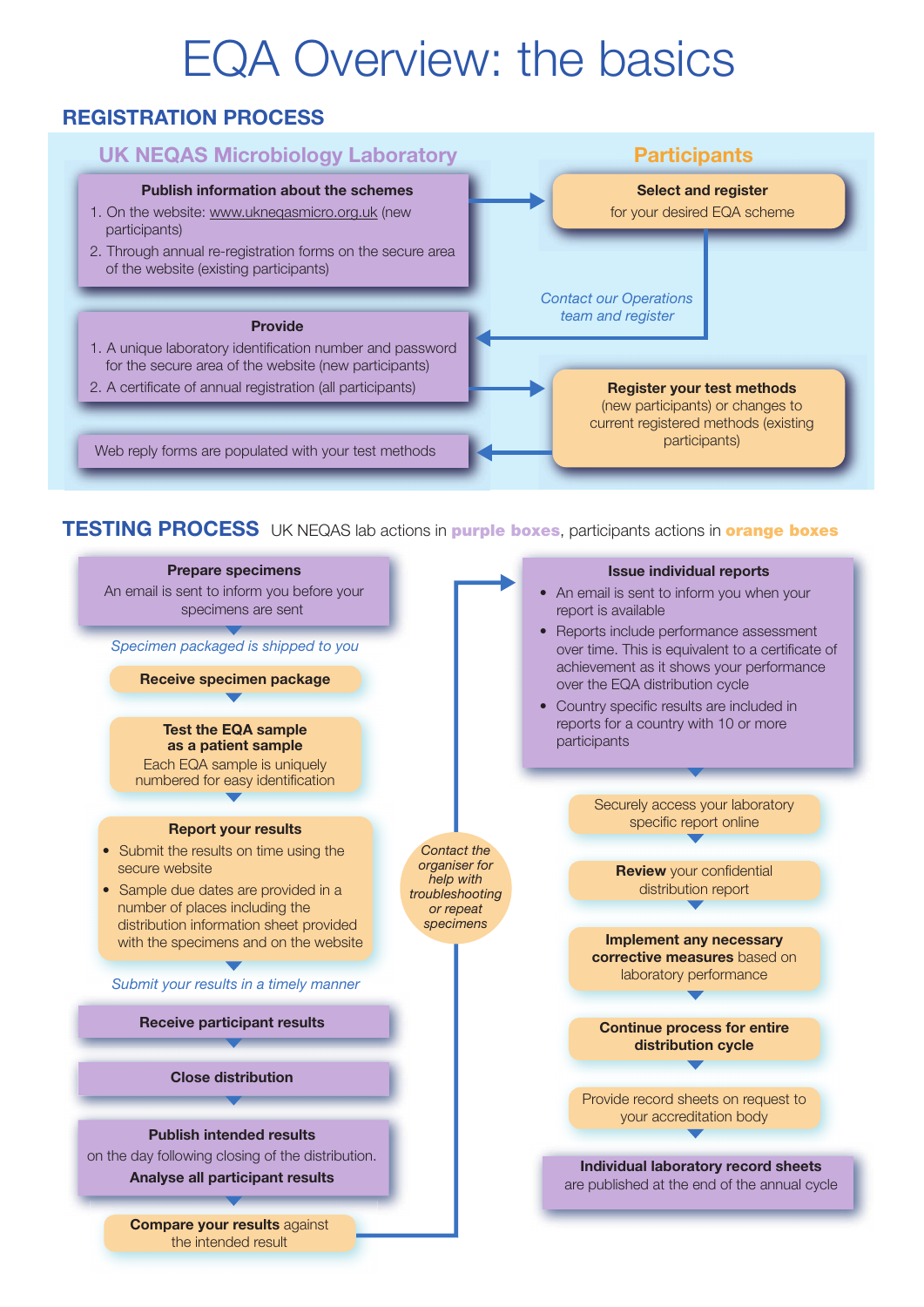# EQA Overview: the basics

## REGISTRATION PROCESS

### UK NEQAS Microbiology Laboratory

**Publish information about the schemes**

1. On the website: www.ukneqasmicro.org.uk (new participants)
2. Through annual re-registration forms on the secure area of the website (existing participants)

**Provide**

1. A unique laboratory identification number and password for the secure area of the website (new participants)
2. A certificate of annual registration (all participants)

Web reply forms are populated with your test methods

### Participants

**Select and register** for your desired EQA scheme

*Contact our Operations team and register*

**Register your test methods** (new participants) or changes to current registered methods (existing participants)

## TESTING PROCESS

UK NEQAS lab actions in **purple boxes**, participants actions in **orange boxes**

**Prepare specimens**
An email is sent to inform you before your specimens are sent

*Specimen packaged is shipped to you*

**Receive specimen package**

**Test the EQA sample as a patient sample**
Each EQA sample is uniquely numbered for easy identification

**Report your results**

- Submit the results on time using the secure website
- Sample due dates are provided in a number of places including the distribution information sheet provided with the specimens and on the website

*Submit your results in a timely manner*

**Receive participant results**

**Close distribution**

**Publish intended results** on the day following closing of the distribution.
**Analyse all participant results**

**Compare your results** against the intended result

*Contact the organiser for help with troubleshooting or repeat specimens*

**Issue individual reports**

- An email is sent to inform you when your report is available
- Reports include performance assessment over time. This is equivalent to a certificate of achievement as it shows your performance over the EQA distribution cycle
- Country specific results are included in reports for a country with 10 or more participants

Securely access your laboratory specific report online

**Review** your confidential distribution report

**Implement any necessary corrective measures** based on laboratory performance

**Continue process for entire distribution cycle**

Provide record sheets on request to your accreditation body

**Individual laboratory record sheets** are published at the end of the annual cycle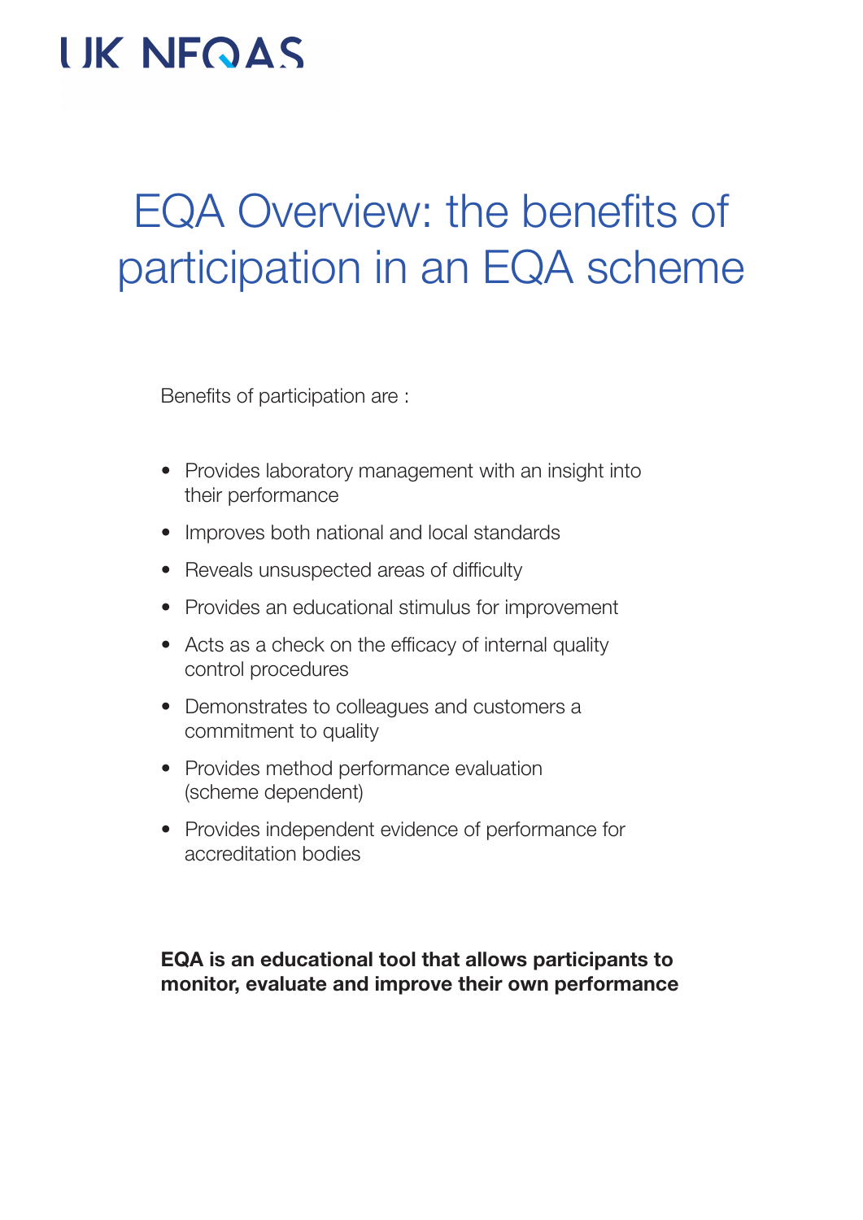UK NEQAS

# EQA Overview: the benefits of participation in an EQA scheme

Benefits of participation are :

- Provides laboratory management with an insight into their performance
- Improves both national and local standards
- Reveals unsuspected areas of difficulty
- Provides an educational stimulus for improvement
- Acts as a check on the efficacy of internal quality control procedures
- Demonstrates to colleagues and customers a commitment to quality
- Provides method performance evaluation (scheme dependent)
- Provides independent evidence of performance for accreditation bodies

**EQA is an educational tool that allows participants to monitor, evaluate and improve their own performance**